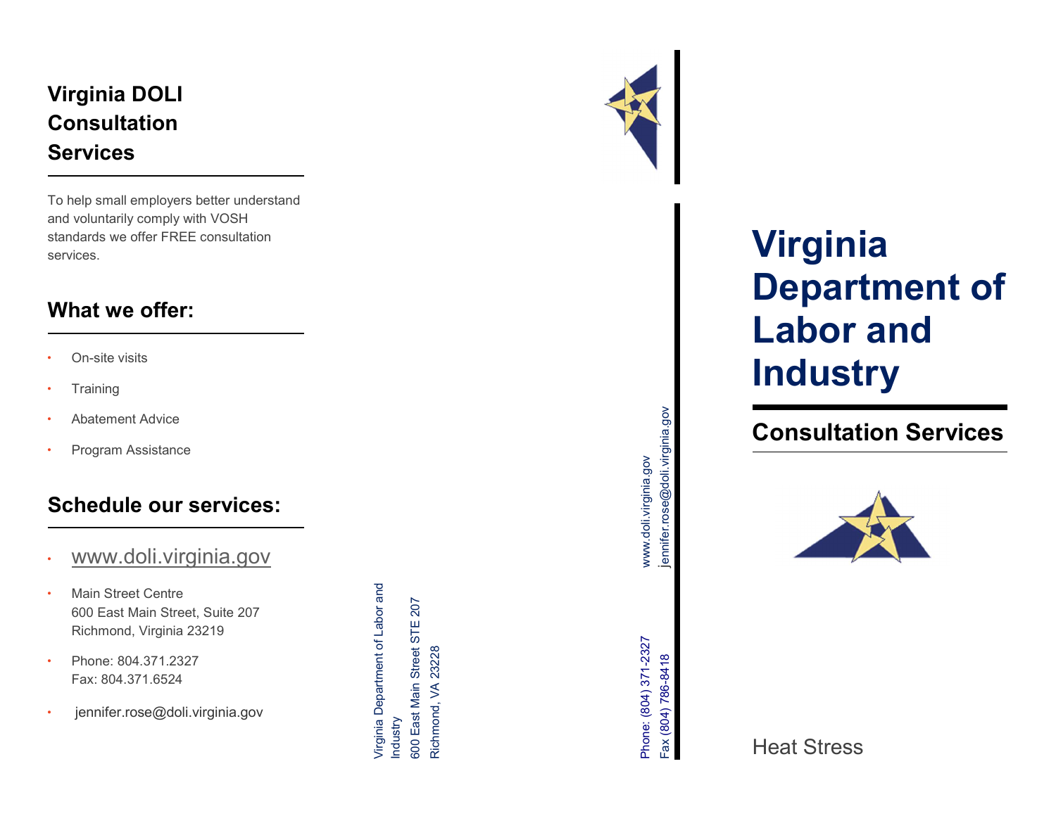## Virginia DOLI Consultation Services

To help small employers better understand and voluntarily comply with VOSH standards we offer FREE consultation services.

## What we offer:

- On-site visits
- Training
- Abatement Advice
- Program Assistance

## Schedule our services:

- www.doli.virginia.gov
- Main Street Centre
  600 East Main Street, Suite 207
  Richmond, Virginia 23219
- Phone: 804.371.2327
  Fax: 804.371.6524
- jennifer.rose@doli.virginia.gov

Virginia Department of Labor and Industry
600 East Main Street STE 207
Richmond, VA 23228

Phone: (804) 371-2327
Fax (804) 786-8418

www.doli.virginia.gov
jennifer.rose@doli.virginia.gov

# Virginia Department of Labor and Industry

## Consultation Services

Heat Stress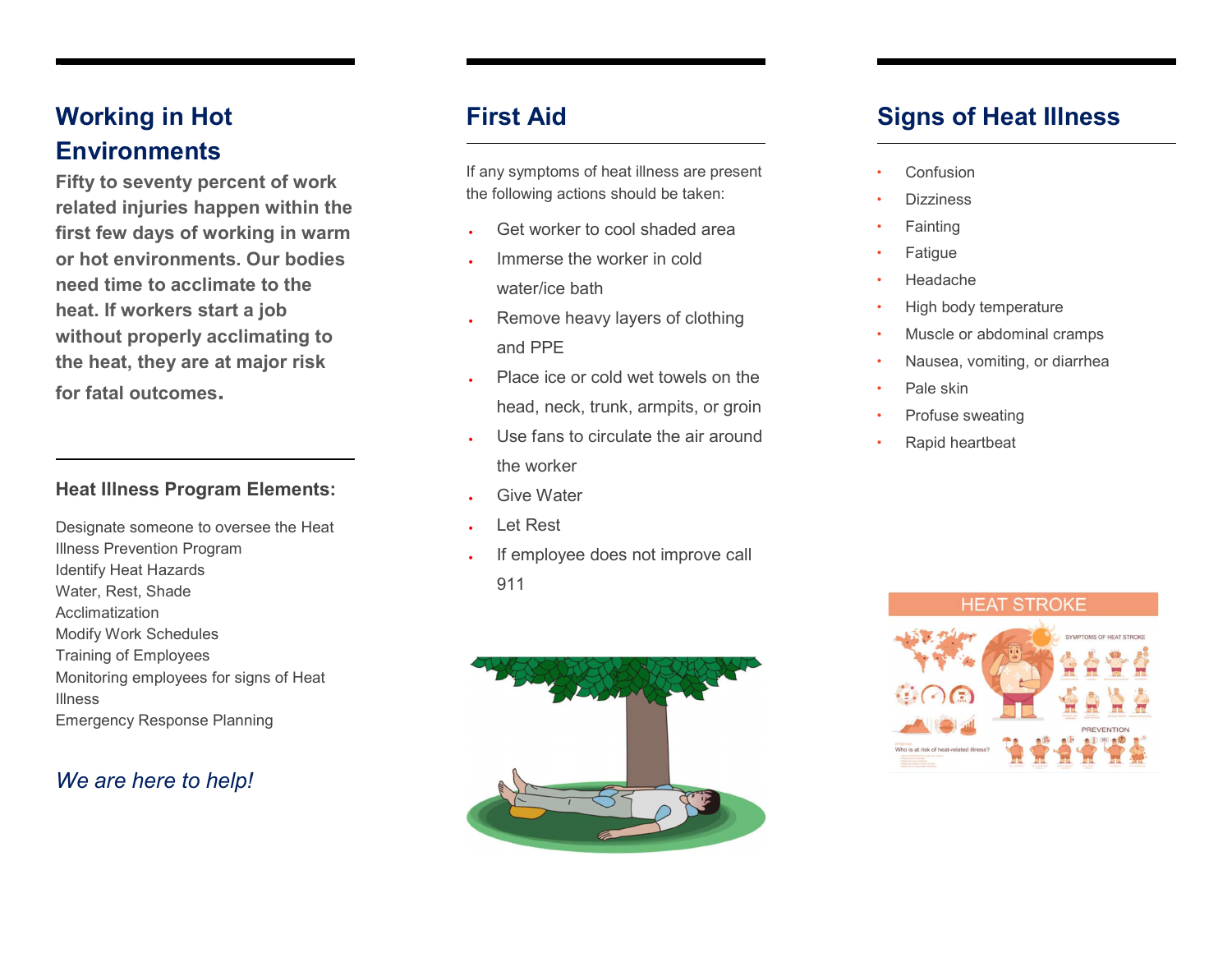## Working in Hot Environments

**Fifty to seventy percent of work related injuries happen within the first few days of working in warm or hot environments. Our bodies need time to acclimate to the heat. If workers start a job without properly acclimating to the heat, they are at major risk for fatal outcomes.**

**Heat Illness Program Elements:**

Designate someone to oversee the Heat Illness Prevention Program
Identify Heat Hazards
Water, Rest, Shade
Acclimatization
Modify Work Schedules
Training of Employees
Monitoring employees for signs of Heat Illness
Emergency Response Planning

*We are here to help!*

## First Aid

If any symptoms of heat illness are present the following actions should be taken:

- Get worker to cool shaded area
- Immerse the worker in cold water/ice bath
- Remove heavy layers of clothing and PPE
- Place ice or cold wet towels on the head, neck, trunk, armpits, or groin
- Use fans to circulate the air around the worker
- Give Water
- Let Rest
- If employee does not improve call 911

## Signs of Heat Illness

- Confusion
- Dizziness
- Fainting
- Fatigue
- Headache
- High body temperature
- Muscle or abdominal cramps
- Nausea, vomiting, or diarrhea
- Pale skin
- Profuse sweating
- Rapid heartbeat